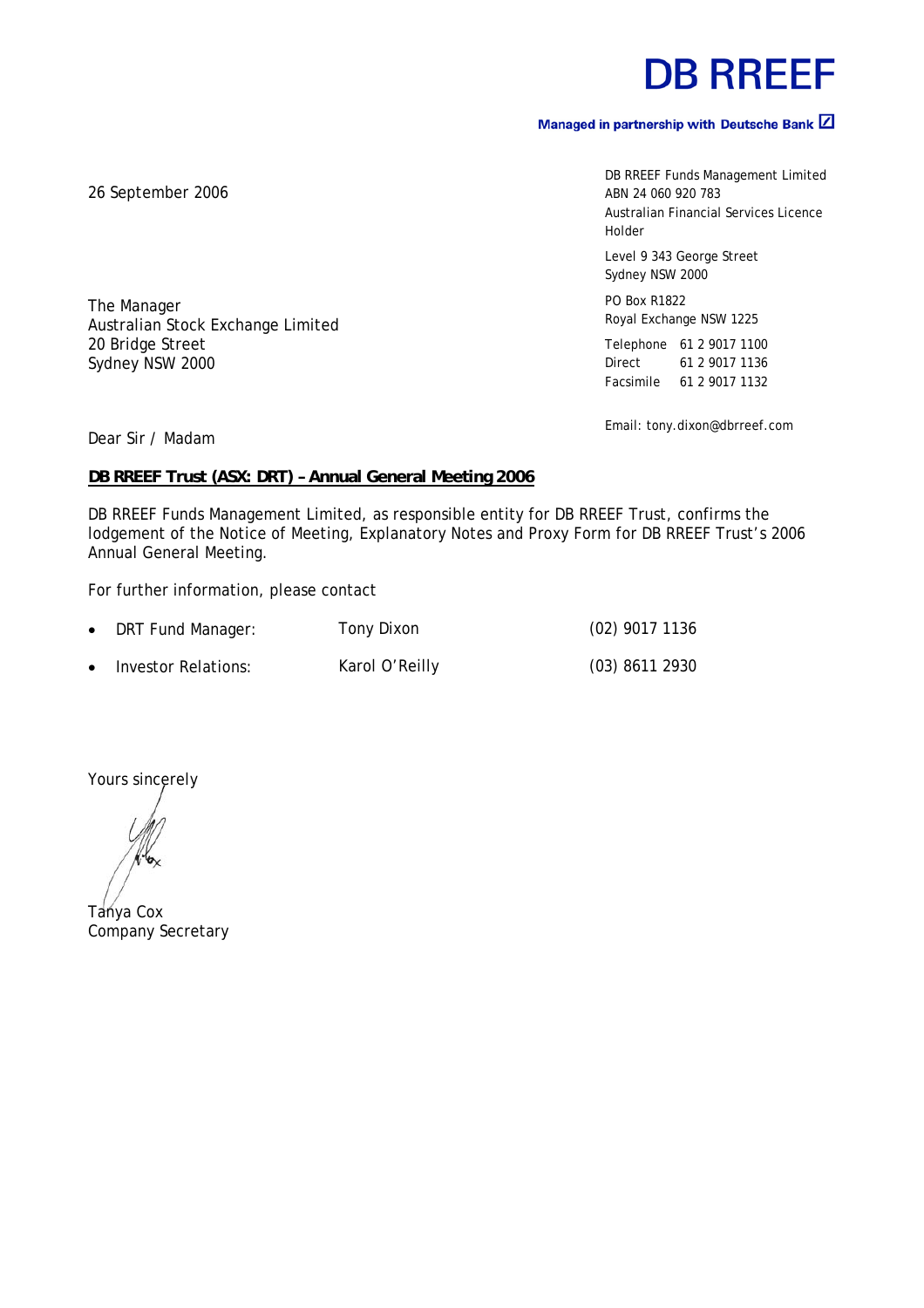# DB RREEF

**Managed in partnership with Deutsche Bank**

DB RREEF Funds Management Limited
ABN 24 060 920 783
Australian Financial Services Licence Holder

Level 9 343 George Street
Sydney NSW 2000

PO Box R1822
Royal Exchange NSW 1225

Telephone 61 2 9017 1100
Direct 61 2 9017 1136
Facsimile 61 2 9017 1132

Email: tony.dixon@dbrreef.com

26 September 2006

The Manager
Australian Stock Exchange Limited
20 Bridge Street
Sydney NSW 2000

Dear Sir / Madam

**DB RREEF Trust (ASX: DRT) – Annual General Meeting 2006**

DB RREEF Funds Management Limited, as responsible entity for DB RREEF Trust, confirms the lodgement of the Notice of Meeting, Explanatory Notes and Proxy Form for DB RREEF Trust's 2006 Annual General Meeting.

For further information, please contact

- DRT Fund Manager: Tony Dixon (02) 9017 1136
- Investor Relations: Karol O'Reilly (03) 8611 2930

Yours sincerely

Tanya Cox
Company Secretary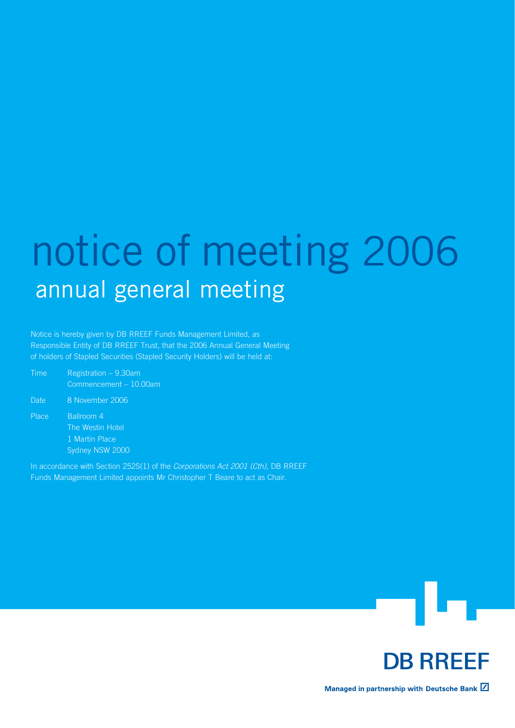# notice of meeting 2006

## annual general meeting

Notice is hereby given by DB RREEF Funds Management Limited, as Responsible Entity of DB RREEF Trust, that the 2006 Annual General Meeting of holders of Stapled Securities (Stapled Security Holders) will be held at:

| | |
|---|---|
| Time | Registration – 9.30am<br>Commencement – 10.00am |
| Date | 8 November 2006 |
| Place | Ballroom 4<br>The Westin Hotel<br>1 Martin Place<br>Sydney NSW 2000 |

In accordance with Section 252S(1) of the *Corporations Act 2001 (Cth)*, DB RREEF Funds Management Limited appoints Mr Christopher T Beare to act as Chair.

**DB RREEF**

**Managed in partnership with Deutsche Bank**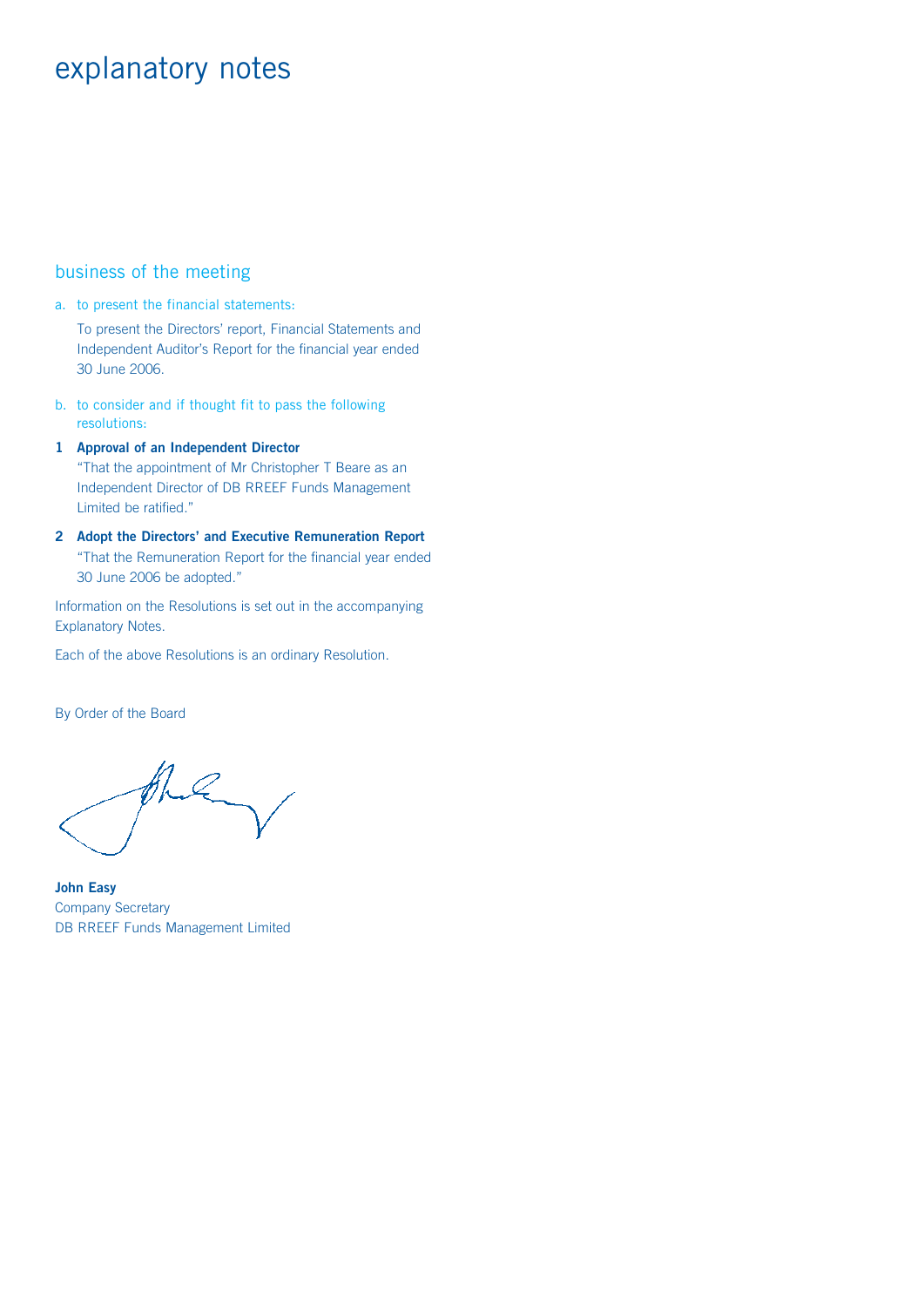# explanatory notes

## business of the meeting

a. to present the financial statements:

To present the Directors' report, Financial Statements and Independent Auditor's Report for the financial year ended 30 June 2006.

b. to consider and if thought fit to pass the following resolutions:

**1 Approval of an Independent Director**

"That the appointment of Mr Christopher T Beare as an Independent Director of DB RREEF Funds Management Limited be ratified."

**2 Adopt the Directors' and Executive Remuneration Report**

"That the Remuneration Report for the financial year ended 30 June 2006 be adopted."

Information on the Resolutions is set out in the accompanying Explanatory Notes.

Each of the above Resolutions is an ordinary Resolution.

By Order of the Board

**John Easy**
Company Secretary
DB RREEF Funds Management Limited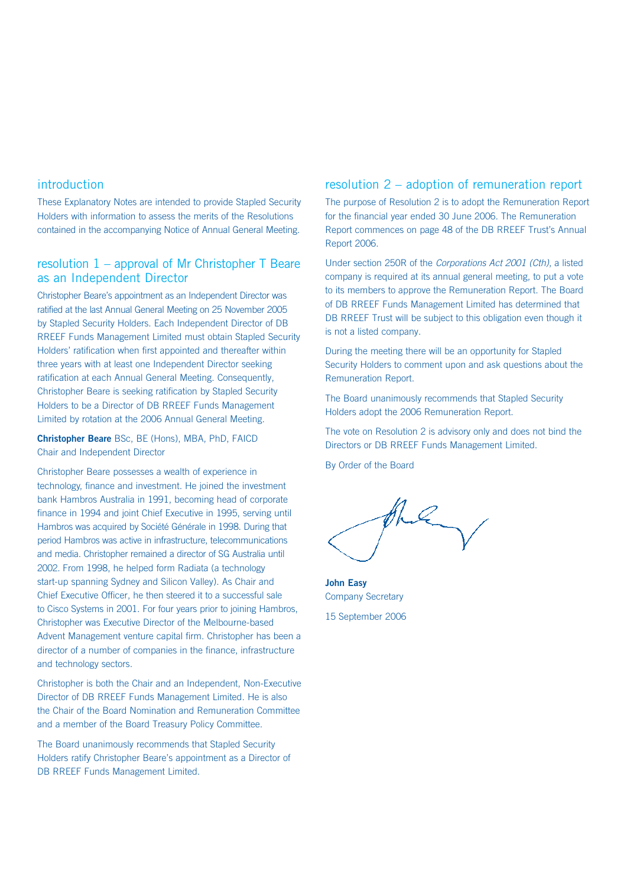## introduction

These Explanatory Notes are intended to provide Stapled Security Holders with information to assess the merits of the Resolutions contained in the accompanying Notice of Annual General Meeting.

## resolution 1 – approval of Mr Christopher T Beare as an Independent Director

Christopher Beare's appointment as an Independent Director was ratified at the last Annual General Meeting on 25 November 2005 by Stapled Security Holders. Each Independent Director of DB RREEF Funds Management Limited must obtain Stapled Security Holders' ratification when first appointed and thereafter within three years with at least one Independent Director seeking ratification at each Annual General Meeting. Consequently, Christopher Beare is seeking ratification by Stapled Security Holders to be a Director of DB RREEF Funds Management Limited by rotation at the 2006 Annual General Meeting.

**Christopher Beare** BSc, BE (Hons), MBA, PhD, FAICD
Chair and Independent Director

Christopher Beare possesses a wealth of experience in technology, finance and investment. He joined the investment bank Hambros Australia in 1991, becoming head of corporate finance in 1994 and joint Chief Executive in 1995, serving until Hambros was acquired by Société Générale in 1998. During that period Hambros was active in infrastructure, telecommunications and media. Christopher remained a director of SG Australia until 2002. From 1998, he helped form Radiata (a technology start-up spanning Sydney and Silicon Valley). As Chair and Chief Executive Officer, he then steered it to a successful sale to Cisco Systems in 2001. For four years prior to joining Hambros, Christopher was Executive Director of the Melbourne-based Advent Management venture capital firm. Christopher has been a director of a number of companies in the finance, infrastructure and technology sectors.

Christopher is both the Chair and an Independent, Non-Executive Director of DB RREEF Funds Management Limited. He is also the Chair of the Board Nomination and Remuneration Committee and a member of the Board Treasury Policy Committee.

The Board unanimously recommends that Stapled Security Holders ratify Christopher Beare's appointment as a Director of DB RREEF Funds Management Limited.

## resolution 2 – adoption of remuneration report

The purpose of Resolution 2 is to adopt the Remuneration Report for the financial year ended 30 June 2006. The Remuneration Report commences on page 48 of the DB RREEF Trust's Annual Report 2006.

Under section 250R of the *Corporations Act 2001 (Cth)*, a listed company is required at its annual general meeting, to put a vote to its members to approve the Remuneration Report. The Board of DB RREEF Funds Management Limited has determined that DB RREEF Trust will be subject to this obligation even though it is not a listed company.

During the meeting there will be an opportunity for Stapled Security Holders to comment upon and ask questions about the Remuneration Report.

The Board unanimously recommends that Stapled Security Holders adopt the 2006 Remuneration Report.

The vote on Resolution 2 is advisory only and does not bind the Directors or DB RREEF Funds Management Limited.

By Order of the Board

**John Easy**
Company Secretary

15 September 2006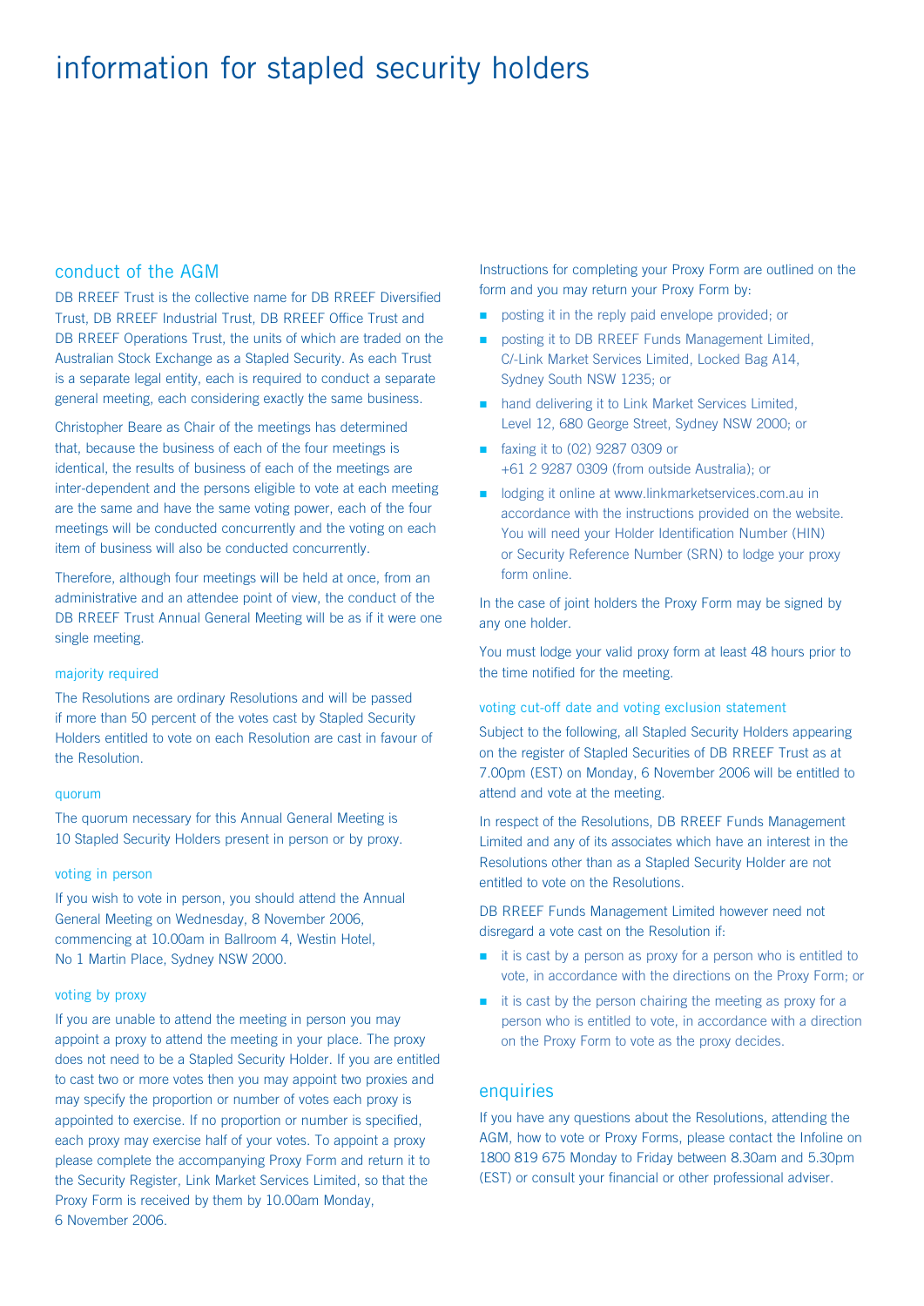# information for stapled security holders

## conduct of the AGM

DB RREEF Trust is the collective name for DB RREEF Diversified Trust, DB RREEF Industrial Trust, DB RREEF Office Trust and DB RREEF Operations Trust, the units of which are traded on the Australian Stock Exchange as a Stapled Security. As each Trust is a separate legal entity, each is required to conduct a separate general meeting, each considering exactly the same business.

Christopher Beare as Chair of the meetings has determined that, because the business of each of the four meetings is identical, the results of business of each of the meetings are inter-dependent and the persons eligible to vote at each meeting are the same and have the same voting power, each of the four meetings will be conducted concurrently and the voting on each item of business will also be conducted concurrently.

Therefore, although four meetings will be held at once, from an administrative and an attendee point of view, the conduct of the DB RREEF Trust Annual General Meeting will be as if it were one single meeting.

### majority required

The Resolutions are ordinary Resolutions and will be passed if more than 50 percent of the votes cast by Stapled Security Holders entitled to vote on each Resolution are cast in favour of the Resolution.

### quorum

The quorum necessary for this Annual General Meeting is 10 Stapled Security Holders present in person or by proxy.

### voting in person

If you wish to vote in person, you should attend the Annual General Meeting on Wednesday, 8 November 2006, commencing at 10.00am in Ballroom 4, Westin Hotel, No 1 Martin Place, Sydney NSW 2000.

### voting by proxy

If you are unable to attend the meeting in person you may appoint a proxy to attend the meeting in your place. The proxy does not need to be a Stapled Security Holder. If you are entitled to cast two or more votes then you may appoint two proxies and may specify the proportion or number of votes each proxy is appointed to exercise. If no proportion or number is specified, each proxy may exercise half of your votes. To appoint a proxy please complete the accompanying Proxy Form and return it to the Security Register, Link Market Services Limited, so that the Proxy Form is received by them by 10.00am Monday, 6 November 2006.

Instructions for completing your Proxy Form are outlined on the form and you may return your Proxy Form by:

- posting it in the reply paid envelope provided; or
- posting it to DB RREEF Funds Management Limited, C/-Link Market Services Limited, Locked Bag A14, Sydney South NSW 1235; or
- hand delivering it to Link Market Services Limited, Level 12, 680 George Street, Sydney NSW 2000; or
- faxing it to (02) 9287 0309 or +61 2 9287 0309 (from outside Australia); or
- lodging it online at www.linkmarketservices.com.au in accordance with the instructions provided on the website. You will need your Holder Identification Number (HIN) or Security Reference Number (SRN) to lodge your proxy form online.

In the case of joint holders the Proxy Form may be signed by any one holder.

You must lodge your valid proxy form at least 48 hours prior to the time notified for the meeting.

### voting cut-off date and voting exclusion statement

Subject to the following, all Stapled Security Holders appearing on the register of Stapled Securities of DB RREEF Trust as at 7.00pm (EST) on Monday, 6 November 2006 will be entitled to attend and vote at the meeting.

In respect of the Resolutions, DB RREEF Funds Management Limited and any of its associates which have an interest in the Resolutions other than as a Stapled Security Holder are not entitled to vote on the Resolutions.

DB RREEF Funds Management Limited however need not disregard a vote cast on the Resolution if:

- it is cast by a person as proxy for a person who is entitled to vote, in accordance with the directions on the Proxy Form; or
- it is cast by the person chairing the meeting as proxy for a person who is entitled to vote, in accordance with a direction on the Proxy Form to vote as the proxy decides.

## enquiries

If you have any questions about the Resolutions, attending the AGM, how to vote or Proxy Forms, please contact the Infoline on 1800 819 675 Monday to Friday between 8.30am and 5.30pm (EST) or consult your financial or other professional adviser.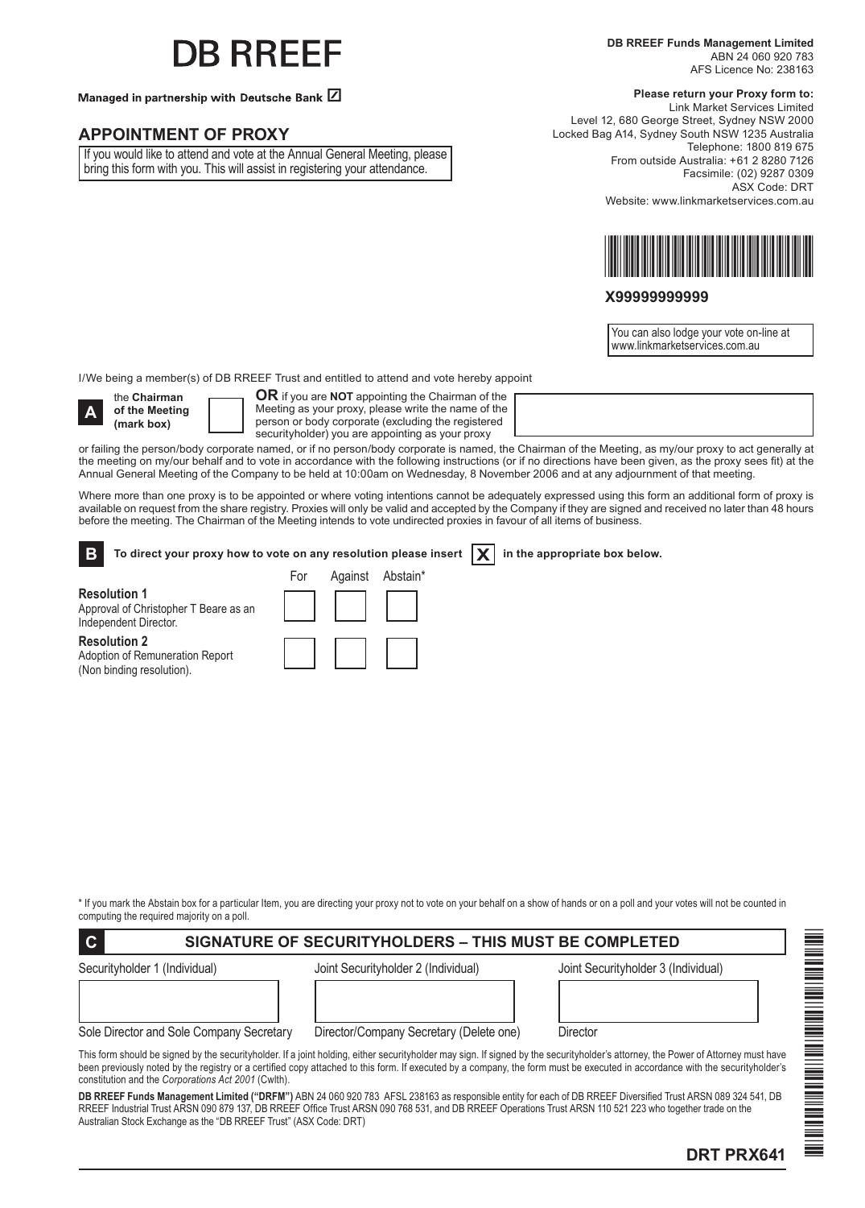# DB RREEF

**Managed in partnership with Deutsche Bank**

**DB RREEF Funds Management Limited**
ABN 24 060 920 783
AFS Licence No: 238163

**Please return your Proxy form to:**
Link Market Services Limited
Level 12, 680 George Street, Sydney NSW 2000
Locked Bag A14, Sydney South NSW 1235 Australia
Telephone: 1800 819 675
From outside Australia: +61 2 8280 7126
Facsimile: (02) 9287 0309
ASX Code: DRT
Website: www.linkmarketservices.com.au

**X99999999999**

You can also lodge your vote on-line at www.linkmarketservices.com.au

## APPOINTMENT OF PROXY

If you would like to attend and vote at the Annual General Meeting, please bring this form with you. This will assist in registering your attendance.

I/We being a member(s) of DB RREEF Trust and entitled to attend and vote hereby appoint

**A** the **Chairman of the Meeting (mark box)** ☐ **OR** if you are **NOT** appointing the Chairman of the Meeting as your proxy, please write the name of the person or body corporate (excluding the registered securityholder) you are appointing as your proxy

or failing the person/body corporate named, or if no person/body corporate is named, the Chairman of the Meeting, as my/our proxy to act generally at the meeting on my/our behalf and to vote in accordance with the following instructions (or if no directions have been given, as the proxy sees fit) at the Annual General Meeting of the Company to be held at 10:00am on Wednesday, 8 November 2006 and at any adjournment of that meeting.

Where more than one proxy is to be appointed or where voting intentions cannot be adequately expressed using this form an additional form of proxy is available on request from the share registry. Proxies will only be valid and accepted by the Company if they are signed and received no later than 48 hours before the meeting. The Chairman of the Meeting intends to vote undirected proxies in favour of all items of business.

**B** **To direct your proxy how to vote on any resolution please insert X in the appropriate box below.**

| | For | Against | Abstain* |
|---|---|---|---|
| **Resolution 1** Approval of Christopher T Beare as an Independent Director. | ☐ | ☐ | ☐ |
| **Resolution 2** Adoption of Remuneration Report (Non binding resolution). | ☐ | ☐ | ☐ |

\* If you mark the Abstain box for a particular Item, you are directing your proxy not to vote on your behalf on a show of hands or on a poll and your votes will not be counted in computing the required majority on a poll.

**C** **SIGNATURE OF SECURITYHOLDERS – THIS MUST BE COMPLETED**

| Securityholder 1 (Individual) | Joint Securityholder 2 (Individual) | Joint Securityholder 3 (Individual) |
|---|---|---|
| | | |
| Sole Director and Sole Company Secretary | Director/Company Secretary (Delete one) | Director |

This form should be signed by the securityholder. If a joint holding, either securityholder may sign. If signed by the securityholder's attorney, the Power of Attorney must have been previously noted by the registry or a certified copy attached to this form. If executed by a company, the form must be executed in accordance with the securityholder's constitution and the *Corporations Act 2001* (Cwlth).

**DB RREEF Funds Management Limited ("DRFM")** ABN 24 060 920 783 AFSL 238163 as responsible entity for each of DB RREEF Diversified Trust ARSN 089 324 541, DB RREEF Industrial Trust ARSN 090 879 137, DB RREEF Office Trust ARSN 090 768 531, and DB RREEF Operations Trust ARSN 110 521 223 who together trade on the Australian Stock Exchange as the "DB RREEF Trust" (ASX Code: DRT)

**DRT PRX641**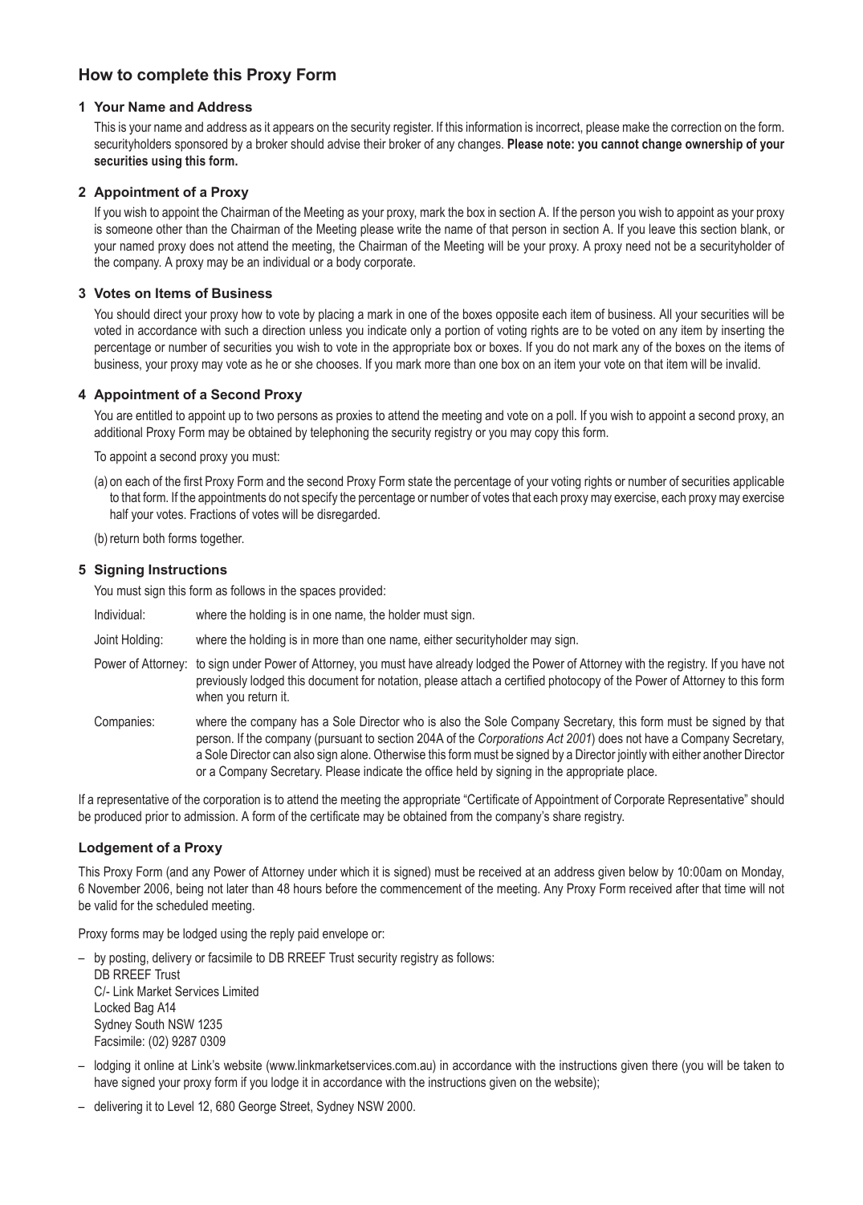## How to complete this Proxy Form

### 1 Your Name and Address

This is your name and address as it appears on the security register. If this information is incorrect, please make the correction on the form. securityholders sponsored by a broker should advise their broker of any changes. **Please note: you cannot change ownership of your securities using this form.**

### 2 Appointment of a Proxy

If you wish to appoint the Chairman of the Meeting as your proxy, mark the box in section A. If the person you wish to appoint as your proxy is someone other than the Chairman of the Meeting please write the name of that person in section A. If you leave this section blank, or your named proxy does not attend the meeting, the Chairman of the Meeting will be your proxy. A proxy need not be a securityholder of the company. A proxy may be an individual or a body corporate.

### 3 Votes on Items of Business

You should direct your proxy how to vote by placing a mark in one of the boxes opposite each item of business. All your securities will be voted in accordance with such a direction unless you indicate only a portion of voting rights are to be voted on any item by inserting the percentage or number of securities you wish to vote in the appropriate box or boxes. If you do not mark any of the boxes on the items of business, your proxy may vote as he or she chooses. If you mark more than one box on an item your vote on that item will be invalid.

### 4 Appointment of a Second Proxy

You are entitled to appoint up to two persons as proxies to attend the meeting and vote on a poll. If you wish to appoint a second proxy, an additional Proxy Form may be obtained by telephoning the security registry or you may copy this form.

To appoint a second proxy you must:

(a) on each of the first Proxy Form and the second Proxy Form state the percentage of your voting rights or number of securities applicable to that form. If the appointments do not specify the percentage or number of votes that each proxy may exercise, each proxy may exercise half your votes. Fractions of votes will be disregarded.

(b) return both forms together.

### 5 Signing Instructions

You must sign this form as follows in the spaces provided:

| | |
|---|---|
| Individual: | where the holding is in one name, the holder must sign. |
| Joint Holding: | where the holding is in more than one name, either securityholder may sign. |
| Power of Attorney: | to sign under Power of Attorney, you must have already lodged the Power of Attorney with the registry. If you have not previously lodged this document for notation, please attach a certified photocopy of the Power of Attorney to this form when you return it. |
| Companies: | where the company has a Sole Director who is also the Sole Company Secretary, this form must be signed by that person. If the company (pursuant to section 204A of the *Corporations Act 2001*) does not have a Company Secretary, a Sole Director can also sign alone. Otherwise this form must be signed by a Director jointly with either another Director or a Company Secretary. Please indicate the office held by signing in the appropriate place. |

If a representative of the corporation is to attend the meeting the appropriate "Certificate of Appointment of Corporate Representative" should be produced prior to admission. A form of the certificate may be obtained from the company's share registry.

### Lodgement of a Proxy

This Proxy Form (and any Power of Attorney under which it is signed) must be received at an address given below by 10:00am on Monday, 6 November 2006, being not later than 48 hours before the commencement of the meeting. Any Proxy Form received after that time will not be valid for the scheduled meeting.

Proxy forms may be lodged using the reply paid envelope or:

- by posting, delivery or facsimile to DB RREEF Trust security registry as follows:
  DB RREEF Trust
  C/- Link Market Services Limited
  Locked Bag A14
  Sydney South NSW 1235
  Facsimile: (02) 9287 0309
- lodging it online at Link's website (www.linkmarketservices.com.au) in accordance with the instructions given there (you will be taken to have signed your proxy form if you lodge it in accordance with the instructions given on the website);
- delivering it to Level 12, 680 George Street, Sydney NSW 2000.